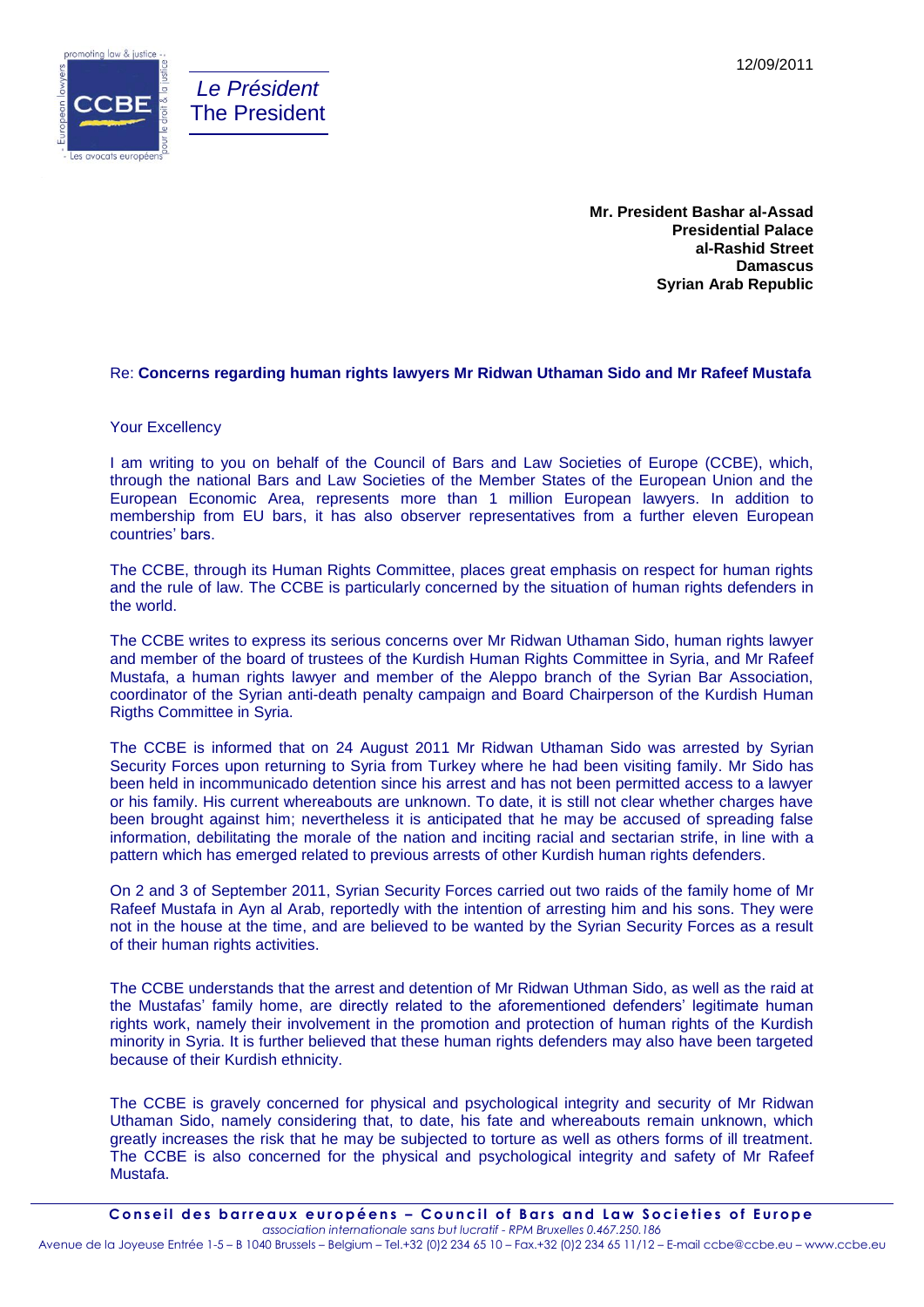12/09/2011

*Le Président*
The President

**Mr. President Bashar al-Assad**
**Presidential Palace**
**al-Rashid Street**
**Damascus**
**Syrian Arab Republic**

Re: **Concerns regarding human rights lawyers Mr Ridwan Uthaman Sido and Mr Rafeef Mustafa**

Your Excellency

I am writing to you on behalf of the Council of Bars and Law Societies of Europe (CCBE), which, through the national Bars and Law Societies of the Member States of the European Union and the European Economic Area, represents more than 1 million European lawyers. In addition to membership from EU bars, it has also observer representatives from a further eleven European countries' bars.

The CCBE, through its Human Rights Committee, places great emphasis on respect for human rights and the rule of law. The CCBE is particularly concerned by the situation of human rights defenders in the world.

The CCBE writes to express its serious concerns over Mr Ridwan Uthaman Sido, human rights lawyer and member of the board of trustees of the Kurdish Human Rights Committee in Syria, and Mr Rafeef Mustafa, a human rights lawyer and member of the Aleppo branch of the Syrian Bar Association, coordinator of the Syrian anti-death penalty campaign and Board Chairperson of the Kurdish Human Rigths Committee in Syria.

The CCBE is informed that on 24 August 2011 Mr Ridwan Uthaman Sido was arrested by Syrian Security Forces upon returning to Syria from Turkey where he had been visiting family. Mr Sido has been held in incommunicado detention since his arrest and has not been permitted access to a lawyer or his family. His current whereabouts are unknown. To date, it is still not clear whether charges have been brought against him; nevertheless it is anticipated that he may be accused of spreading false information, debilitating the morale of the nation and inciting racial and sectarian strife, in line with a pattern which has emerged related to previous arrests of other Kurdish human rights defenders.

On 2 and 3 of September 2011, Syrian Security Forces carried out two raids of the family home of Mr Rafeef Mustafa in Ayn al Arab, reportedly with the intention of arresting him and his sons. They were not in the house at the time, and are believed to be wanted by the Syrian Security Forces as a result of their human rights activities.

The CCBE understands that the arrest and detention of Mr Ridwan Uthman Sido, as well as the raid at the Mustafas' family home, are directly related to the aforementioned defenders' legitimate human rights work, namely their involvement in the promotion and protection of human rights of the Kurdish minority in Syria. It is further believed that these human rights defenders may also have been targeted because of their Kurdish ethnicity.

The CCBE is gravely concerned for physical and psychological integrity and security of Mr Ridwan Uthaman Sido, namely considering that, to date, his fate and whereabouts remain unknown, which greatly increases the risk that he may be subjected to torture as well as others forms of ill treatment. The CCBE is also concerned for the physical and psychological integrity and safety of Mr Rafeef Mustafa.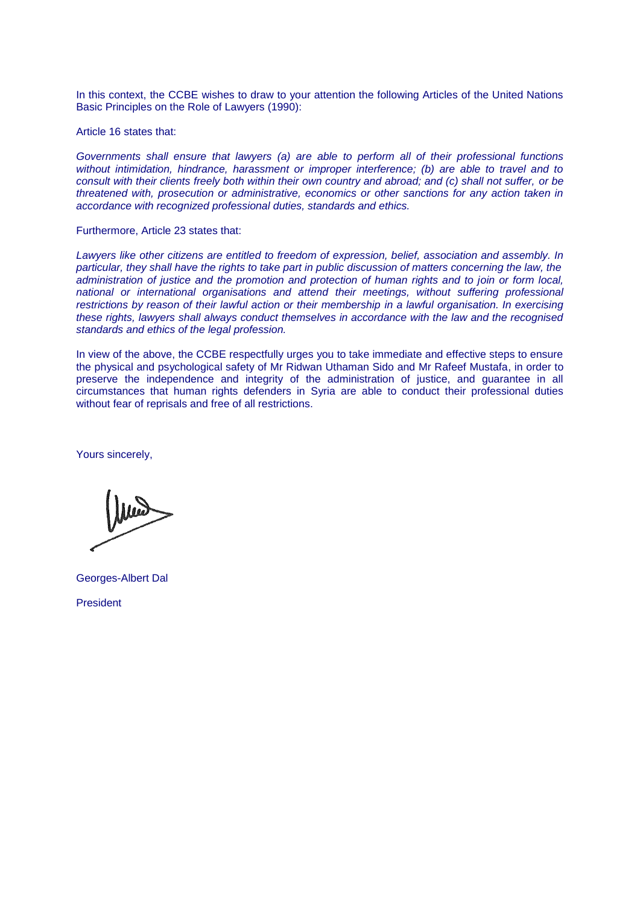In this context, the CCBE wishes to draw to your attention the following Articles of the United Nations Basic Principles on the Role of Lawyers (1990):

Article 16 states that:

*Governments shall ensure that lawyers (a) are able to perform all of their professional functions without intimidation, hindrance, harassment or improper interference; (b) are able to travel and to consult with their clients freely both within their own country and abroad; and (c) shall not suffer, or be threatened with, prosecution or administrative, economics or other sanctions for any action taken in accordance with recognized professional duties, standards and ethics.*

Furthermore, Article 23 states that:

*Lawyers like other citizens are entitled to freedom of expression, belief, association and assembly. In particular, they shall have the rights to take part in public discussion of matters concerning the law, the administration of justice and the promotion and protection of human rights and to join or form local, national or international organisations and attend their meetings, without suffering professional restrictions by reason of their lawful action or their membership in a lawful organisation. In exercising these rights, lawyers shall always conduct themselves in accordance with the law and the recognised standards and ethics of the legal profession.*

In view of the above, the CCBE respectfully urges you to take immediate and effective steps to ensure the physical and psychological safety of Mr Ridwan Uthaman Sido and Mr Rafeef Mustafa, in order to preserve the independence and integrity of the administration of justice, and guarantee in all circumstances that human rights defenders in Syria are able to conduct their professional duties without fear of reprisals and free of all restrictions.

Yours sincerely,

Georges-Albert Dal

President